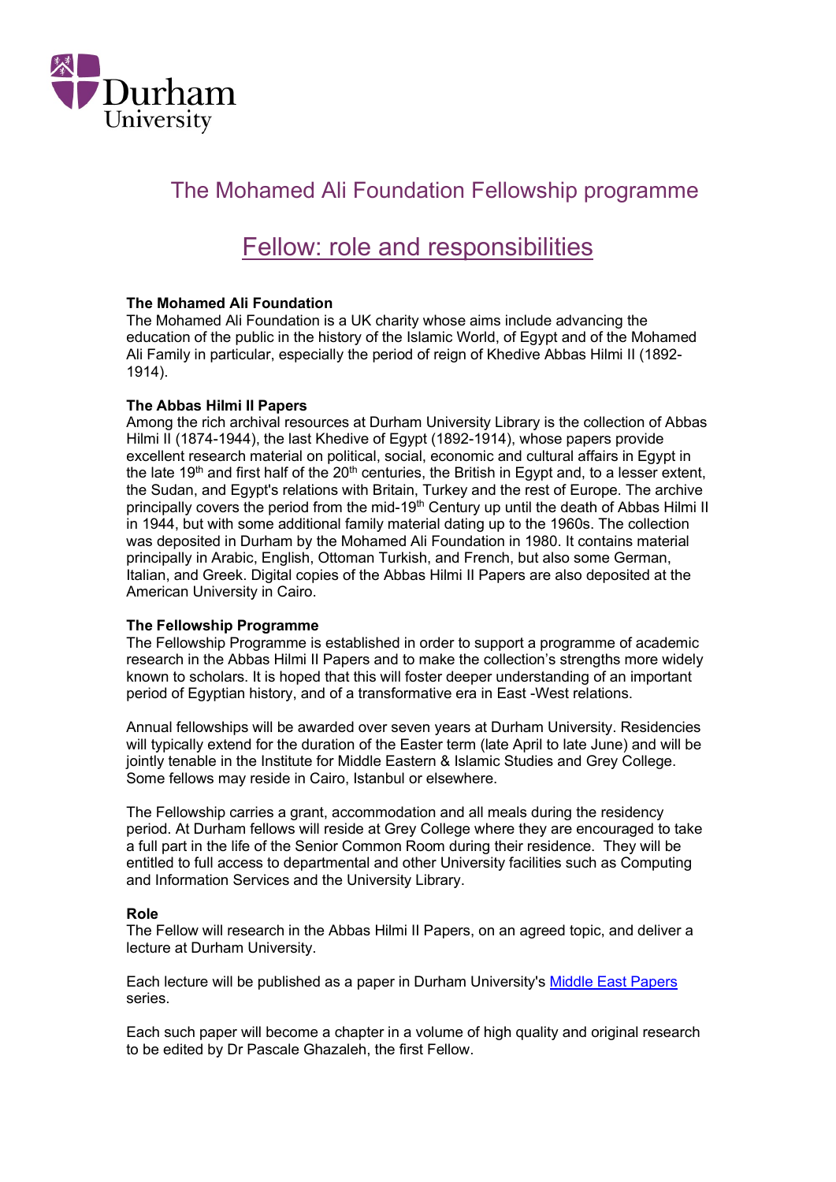Durham University

# The Mohamed Ali Foundation Fellowship programme

## Fellow: role and responsibilities

**The Mohamed Ali Foundation**

The Mohamed Ali Foundation is a UK charity whose aims include advancing the education of the public in the history of the Islamic World, of Egypt and of the Mohamed Ali Family in particular, especially the period of reign of Khedive Abbas Hilmi II (1892-1914).

**The Abbas Hilmi II Papers**

Among the rich archival resources at Durham University Library is the collection of Abbas Hilmi II (1874-1944), the last Khedive of Egypt (1892-1914), whose papers provide excellent research material on political, social, economic and cultural affairs in Egypt in the late 19th and first half of the 20th centuries, the British in Egypt and, to a lesser extent, the Sudan, and Egypt's relations with Britain, Turkey and the rest of Europe. The archive principally covers the period from the mid-19th Century up until the death of Abbas Hilmi II in 1944, but with some additional family material dating up to the 1960s. The collection was deposited in Durham by the Mohamed Ali Foundation in 1980. It contains material principally in Arabic, English, Ottoman Turkish, and French, but also some German, Italian, and Greek. Digital copies of the Abbas Hilmi II Papers are also deposited at the American University in Cairo.

**The Fellowship Programme**

The Fellowship Programme is established in order to support a programme of academic research in the Abbas Hilmi II Papers and to make the collection's strengths more widely known to scholars. It is hoped that this will foster deeper understanding of an important period of Egyptian history, and of a transformative era in East -West relations.

Annual fellowships will be awarded over seven years at Durham University. Residencies will typically extend for the duration of the Easter term (late April to late June) and will be jointly tenable in the Institute for Middle Eastern & Islamic Studies and Grey College. Some fellows may reside in Cairo, Istanbul or elsewhere.

The Fellowship carries a grant, accommodation and all meals during the residency period. At Durham fellows will reside at Grey College where they are encouraged to take a full part in the life of the Senior Common Room during their residence. They will be entitled to full access to departmental and other University facilities such as Computing and Information Services and the University Library.

**Role**

The Fellow will research in the Abbas Hilmi II Papers, on an agreed topic, and deliver a lecture at Durham University.

Each lecture will be published as a paper in Durham University's Middle East Papers series.

Each such paper will become a chapter in a volume of high quality and original research to be edited by Dr Pascale Ghazaleh, the first Fellow.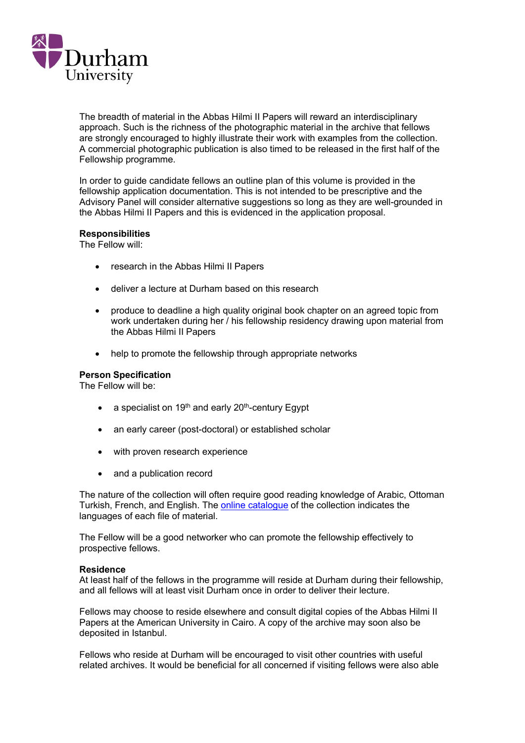The breadth of material in the Abbas Hilmi II Papers will reward an interdisciplinary approach. Such is the richness of the photographic material in the archive that fellows are strongly encouraged to highly illustrate their work with examples from the collection. A commercial photographic publication is also timed to be released in the first half of the Fellowship programme.

In order to guide candidate fellows an outline plan of this volume is provided in the fellowship application documentation. This is not intended to be prescriptive and the Advisory Panel will consider alternative suggestions so long as they are well-grounded in the Abbas Hilmi II Papers and this is evidenced in the application proposal.

**Responsibilities**
The Fellow will:

- research in the Abbas Hilmi II Papers
- deliver a lecture at Durham based on this research
- produce to deadline a high quality original book chapter on an agreed topic from work undertaken during her / his fellowship residency drawing upon material from the Abbas Hilmi II Papers
- help to promote the fellowship through appropriate networks

**Person Specification**
The Fellow will be:

- a specialist on 19th and early 20th-century Egypt
- an early career (post-doctoral) or established scholar
- with proven research experience
- and a publication record

The nature of the collection will often require good reading knowledge of Arabic, Ottoman Turkish, French, and English. The online catalogue of the collection indicates the languages of each file of material.

The Fellow will be a good networker who can promote the fellowship effectively to prospective fellows.

**Residence**
At least half of the fellows in the programme will reside at Durham during their fellowship, and all fellows will at least visit Durham once in order to deliver their lecture.

Fellows may choose to reside elsewhere and consult digital copies of the Abbas Hilmi II Papers at the American University in Cairo. A copy of the archive may soon also be deposited in Istanbul.

Fellows who reside at Durham will be encouraged to visit other countries with useful related archives. It would be beneficial for all concerned if visiting fellows were also able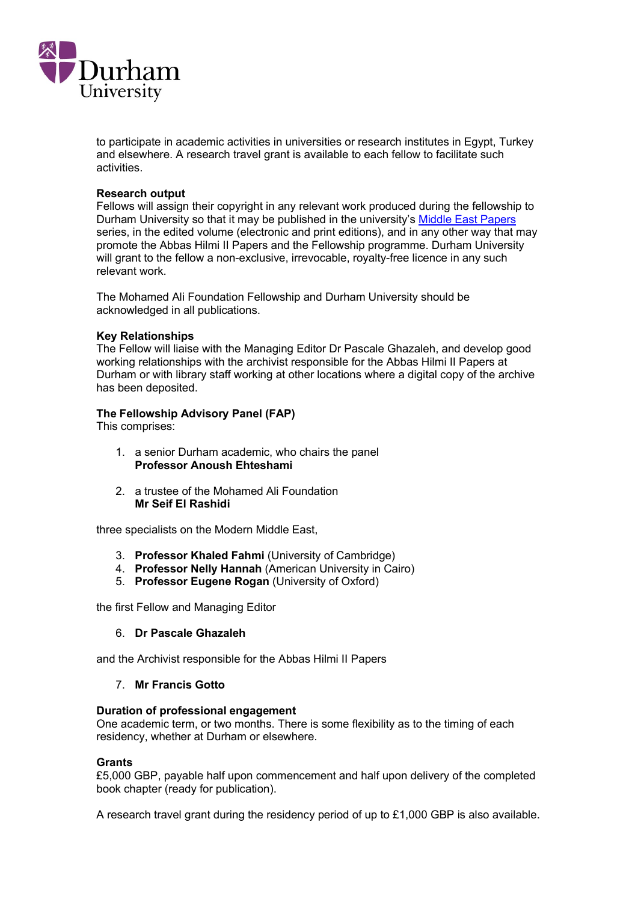to participate in academic activities in universities or research institutes in Egypt, Turkey and elsewhere. A research travel grant is available to each fellow to facilitate such activities.

**Research output**
Fellows will assign their copyright in any relevant work produced during the fellowship to Durham University so that it may be published in the university's [Middle East Papers]() series, in the edited volume (electronic and print editions), and in any other way that may promote the Abbas Hilmi II Papers and the Fellowship programme. Durham University will grant to the fellow a non-exclusive, irrevocable, royalty-free licence in any such relevant work.

The Mohamed Ali Foundation Fellowship and Durham University should be acknowledged in all publications.

**Key Relationships**
The Fellow will liaise with the Managing Editor Dr Pascale Ghazaleh, and develop good working relationships with the archivist responsible for the Abbas Hilmi II Papers at Durham or with library staff working at other locations where a digital copy of the archive has been deposited.

**The Fellowship Advisory Panel (FAP)**
This comprises:

1. a senior Durham academic, who chairs the panel
   **Professor Anoush Ehteshami**

2. a trustee of the Mohamed Ali Foundation
   **Mr Seif El Rashidi**

three specialists on the Modern Middle East,

3. **Professor Khaled Fahmi** (University of Cambridge)
4. **Professor Nelly Hannah** (American University in Cairo)
5. **Professor Eugene Rogan** (University of Oxford)

the first Fellow and Managing Editor

6. **Dr Pascale Ghazaleh**

and the Archivist responsible for the Abbas Hilmi II Papers

7. **Mr Francis Gotto**

**Duration of professional engagement**
One academic term, or two months. There is some flexibility as to the timing of each residency, whether at Durham or elsewhere.

**Grants**
£5,000 GBP, payable half upon commencement and half upon delivery of the completed book chapter (ready for publication).

A research travel grant during the residency period of up to £1,000 GBP is also available.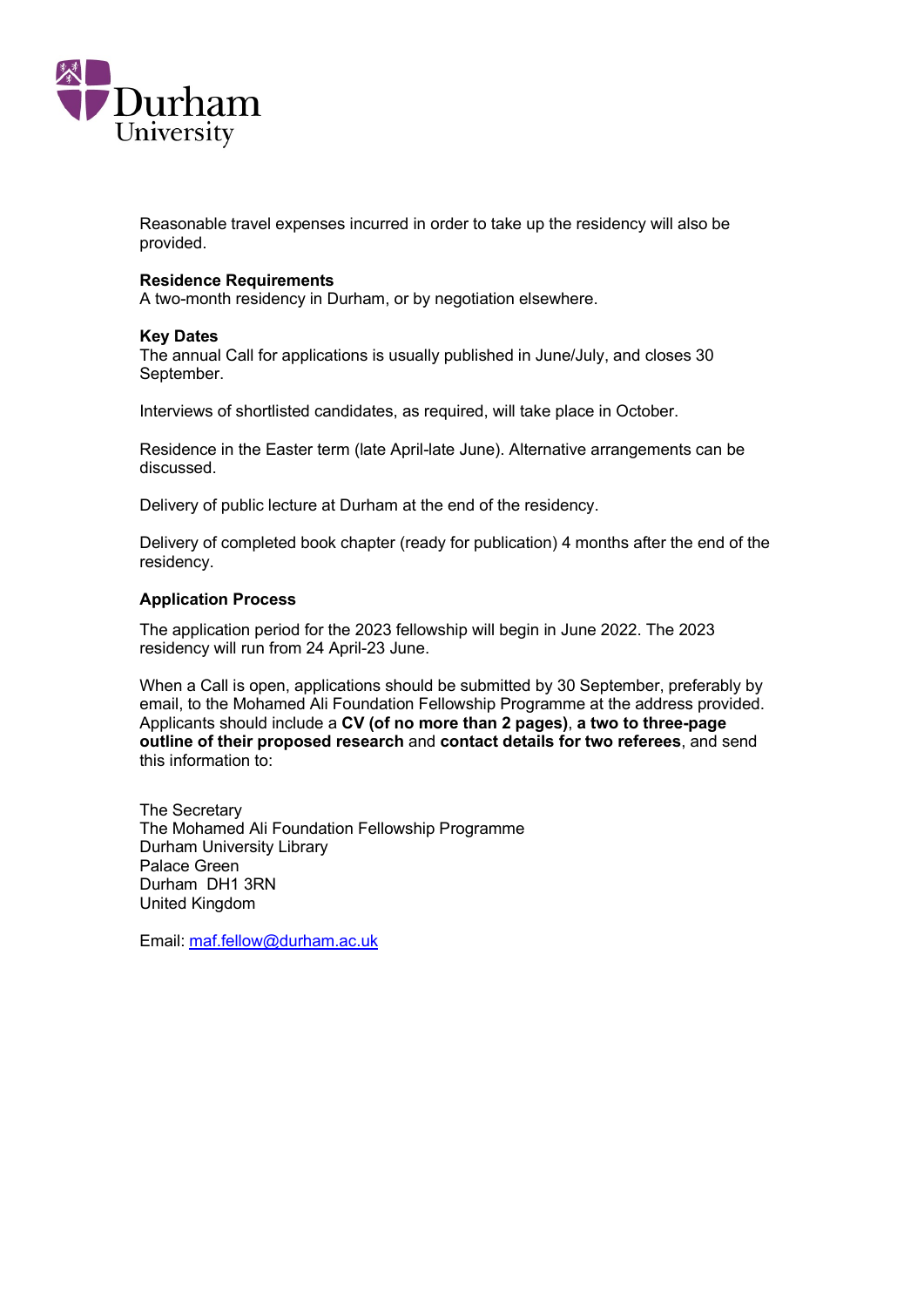Reasonable travel expenses incurred in order to take up the residency will also be provided.

**Residence Requirements**
A two-month residency in Durham, or by negotiation elsewhere.

**Key Dates**
The annual Call for applications is usually published in June/July, and closes 30 September.

Interviews of shortlisted candidates, as required, will take place in October.

Residence in the Easter term (late April-late June). Alternative arrangements can be discussed.

Delivery of public lecture at Durham at the end of the residency.

Delivery of completed book chapter (ready for publication) 4 months after the end of the residency.

**Application Process**

The application period for the 2023 fellowship will begin in June 2022. The 2023 residency will run from 24 April-23 June.

When a Call is open, applications should be submitted by 30 September, preferably by email, to the Mohamed Ali Foundation Fellowship Programme at the address provided. Applicants should include a **CV (of no more than 2 pages)**, **a two to three-page outline of their proposed research** and **contact details for two referees**, and send this information to:

The Secretary
The Mohamed Ali Foundation Fellowship Programme
Durham University Library
Palace Green
Durham DH1 3RN
United Kingdom

Email: maf.fellow@durham.ac.uk